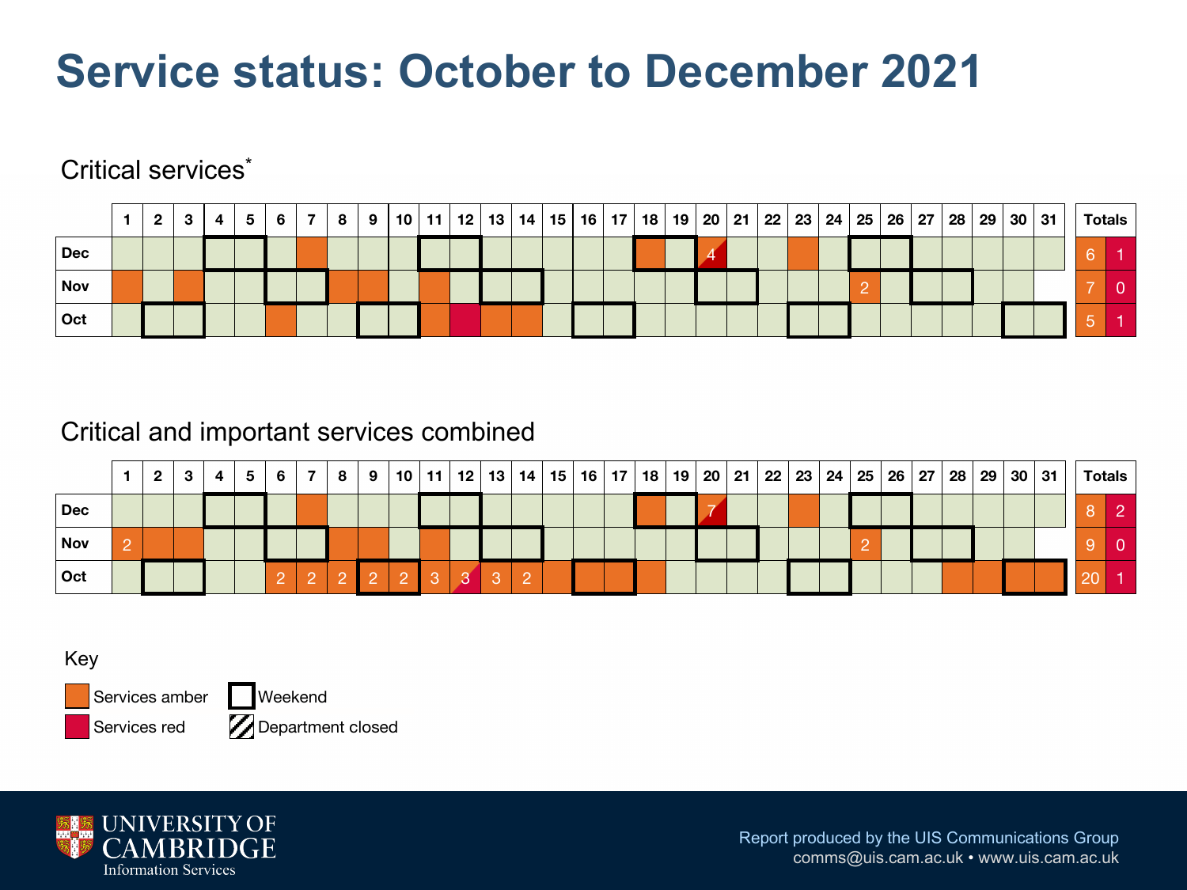# Service status: October to December 2021

## Critical services*

| | 1 | 2 | 3 | 4 | 5 | 6 | 7 | 8 | 9 | 10 | 11 | 12 | 13 | 14 | 15 | 16 | 17 | 18 | 19 | 20 | 21 | 22 | 23 | 24 | 25 | 26 | 27 | 28 | 29 | 30 | 31 | Totals (amber) | Totals (red) |
|---|---|---|---|---|---|---|---|---|---|---|---|---|---|---|---|---|---|---|---|---|---|---|---|---|---|---|---|---|---|---|---|---|---|
| **Dec** | | | | | | | | | | | | | | | | | | | | 4 | | | | | | | | | | | | 6 | 1 |
| **Nov** | | | | | | | | | | | | | | | | | | | | | | | | | 2 | | | | | | | 7 | 0 |
| **Oct** | | | | | | | | | | | | | | | | | | | | | | | | | | | | | | | | 5 | 1 |

## Critical and important services combined

| | 1 | 2 | 3 | 4 | 5 | 6 | 7 | 8 | 9 | 10 | 11 | 12 | 13 | 14 | 15 | 16 | 17 | 18 | 19 | 20 | 21 | 22 | 23 | 24 | 25 | 26 | 27 | 28 | 29 | 30 | 31 | Totals (amber) | Totals (red) |
|---|---|---|---|---|---|---|---|---|---|---|---|---|---|---|---|---|---|---|---|---|---|---|---|---|---|---|---|---|---|---|---|---|---|
| **Dec** | | | | | | | | | | | | | | | | | | | | 7 | | | | | | | | | | | | 8 | 2 |
| **Nov** | 2 | | | | | | | | | | | | | | | | | | | | | | | | 2 | | | | | | | 9 | 0 |
| **Oct** | | | | | | 2 | 2 | 2 | 2 | 2 | 3 | 3 | 3 | 2 | | | | | | | | | | | | | | | | | | 20 | 1 |

Key

- Services amber
- Services red
- Weekend
- Department closed

Report produced by the UIS Communications Group
comms@uis.cam.ac.uk • www.uis.cam.ac.uk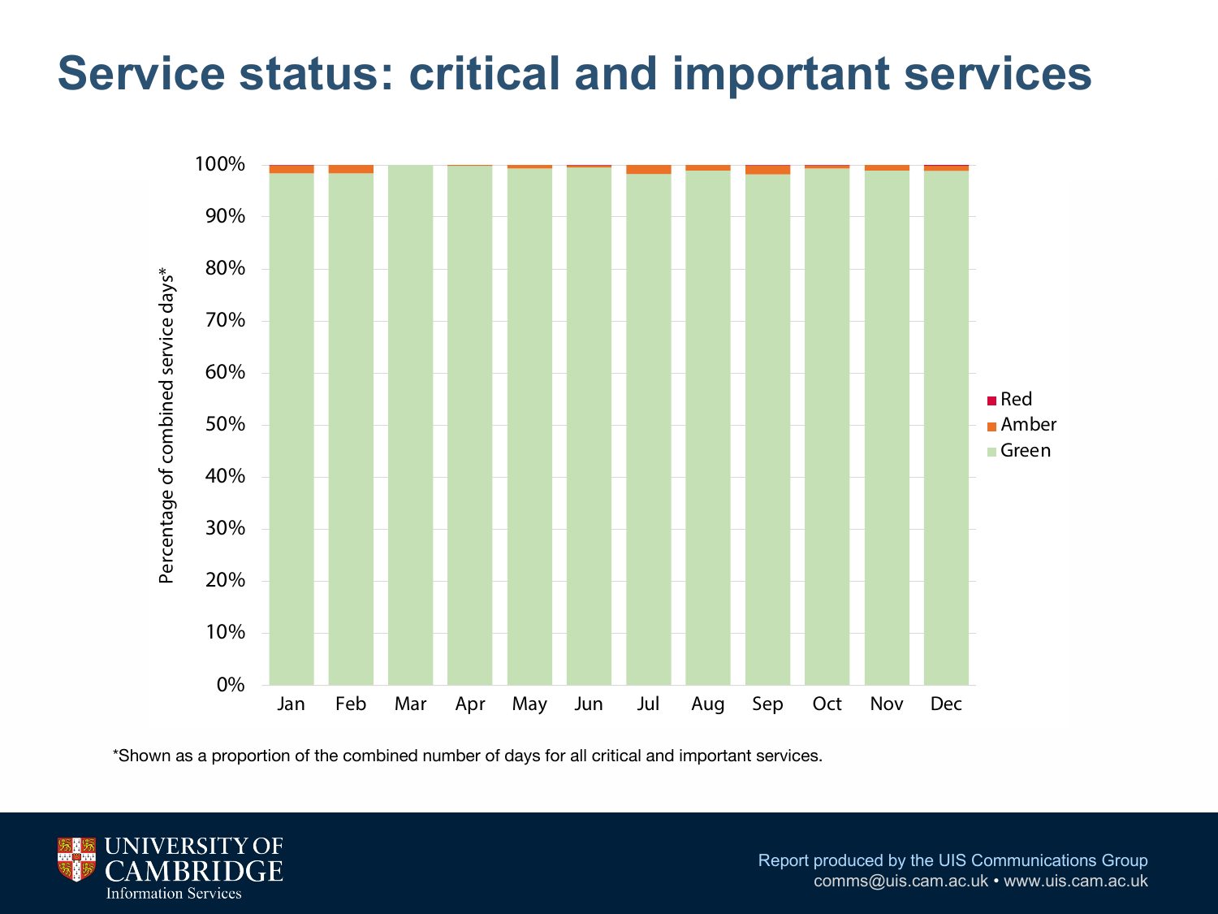# Service status: critical and important services

*Shown as a proportion of the combined number of days for all critical and important services.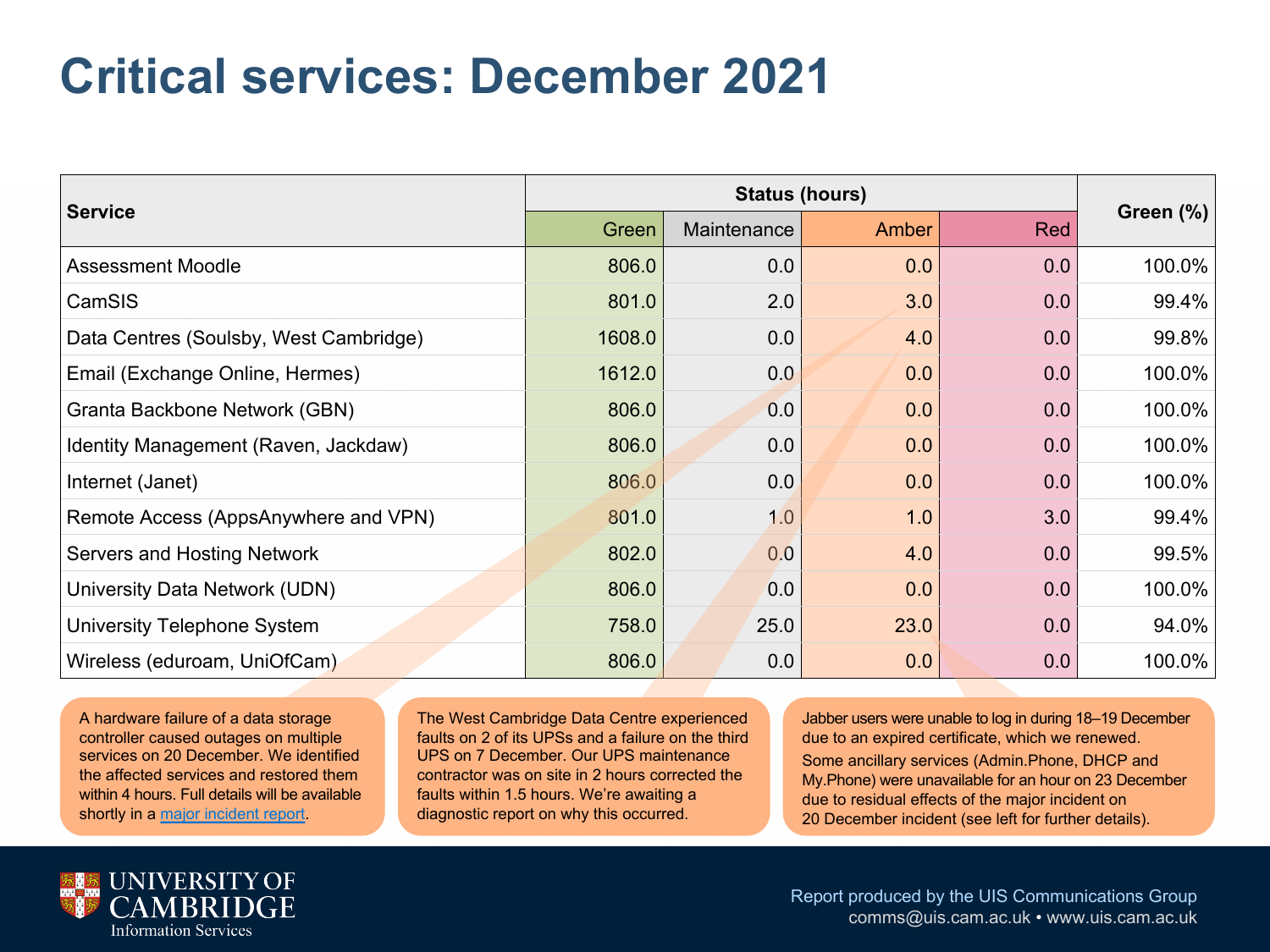# Critical services: December 2021

| Service | Status (hours) | | | | Green (%) |
|---|---|---|---|---|---|
| | Green | Maintenance | Amber | Red | |
| Assessment Moodle | 806.0 | 0.0 | 0.0 | 0.0 | 100.0% |
| CamSIS | 801.0 | 2.0 | 3.0 | 0.0 | 99.4% |
| Data Centres (Soulsby, West Cambridge) | 1608.0 | 0.0 | 4.0 | 0.0 | 99.8% |
| Email (Exchange Online, Hermes) | 1612.0 | 0.0 | 0.0 | 0.0 | 100.0% |
| Granta Backbone Network (GBN) | 806.0 | 0.0 | 0.0 | 0.0 | 100.0% |
| Identity Management (Raven, Jackdaw) | 806.0 | 0.0 | 0.0 | 0.0 | 100.0% |
| Internet (Janet) | 806.0 | 0.0 | 0.0 | 0.0 | 100.0% |
| Remote Access (AppsAnywhere and VPN) | 801.0 | 1.0 | 1.0 | 3.0 | 99.4% |
| Servers and Hosting Network | 802.0 | 0.0 | 4.0 | 0.0 | 99.5% |
| University Data Network (UDN) | 806.0 | 0.0 | 0.0 | 0.0 | 100.0% |
| University Telephone System | 758.0 | 25.0 | 23.0 | 0.0 | 94.0% |
| Wireless (eduroam, UniOfCam) | 806.0 | 0.0 | 0.0 | 0.0 | 100.0% |

A hardware failure of a data storage controller caused outages on multiple services on 20 December. We identified the affected services and restored them within 4 hours. Full details will be available shortly in a [major incident report](major incident report).

The West Cambridge Data Centre experienced faults on 2 of its UPSs and a failure on the third UPS on 7 December. Our UPS maintenance contractor was on site in 2 hours corrected the faults within 1.5 hours. We're awaiting a diagnostic report on why this occurred.

Jabber users were unable to log in during 18–19 December due to an expired certificate, which we renewed.

Some ancillary services (Admin.Phone, DHCP and My.Phone) were unavailable for an hour on 23 December due to residual effects of the major incident on 20 December incident (see left for further details).

UNIVERSITY OF CAMBRIDGE Information Services

Report produced by the UIS Communications Group
comms@uis.cam.ac.uk • www.uis.cam.ac.uk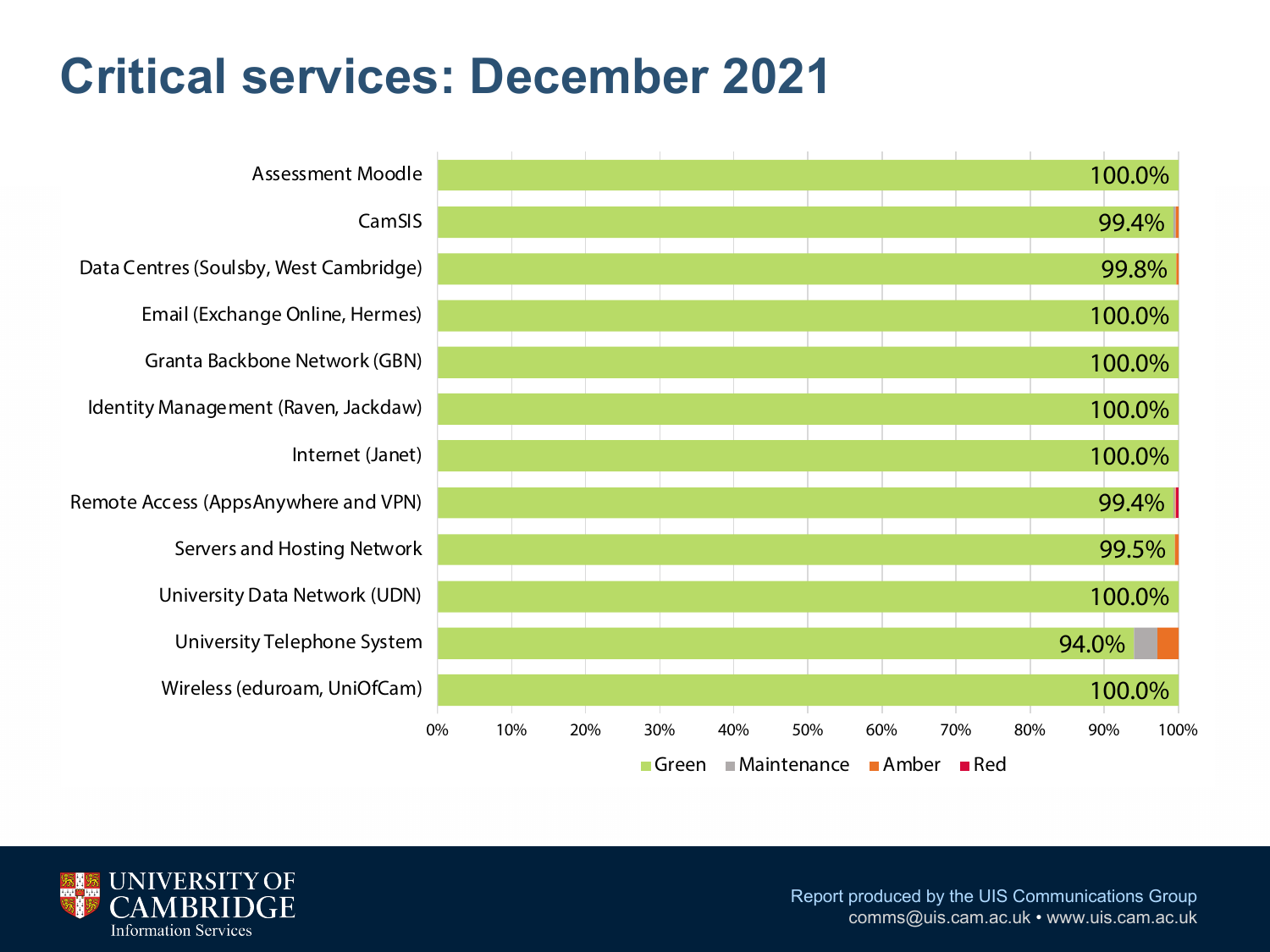# Critical services: December 2021

| Service | Green |
|---|---|
| Assessment Moodle | 100.0% |
| CamSIS | 99.4% |
| Data Centres (Soulsby, West Cambridge) | 99.8% |
| Email (Exchange Online, Hermes) | 100.0% |
| Granta Backbone Network (GBN) | 100.0% |
| Identity Management (Raven, Jackdaw) | 100.0% |
| Internet (Janet) | 100.0% |
| Remote Access (AppsAnywhere and VPN) | 99.4% |
| Servers and Hosting Network | 99.5% |
| University Data Network (UDN) | 100.0% |
| University Telephone System | 94.0% |
| Wireless (eduroam, UniOfCam) | 100.0% |

Green · Maintenance · Amber · Red

Report produced by the UIS Communications Group
comms@uis.cam.ac.uk • www.uis.cam.ac.uk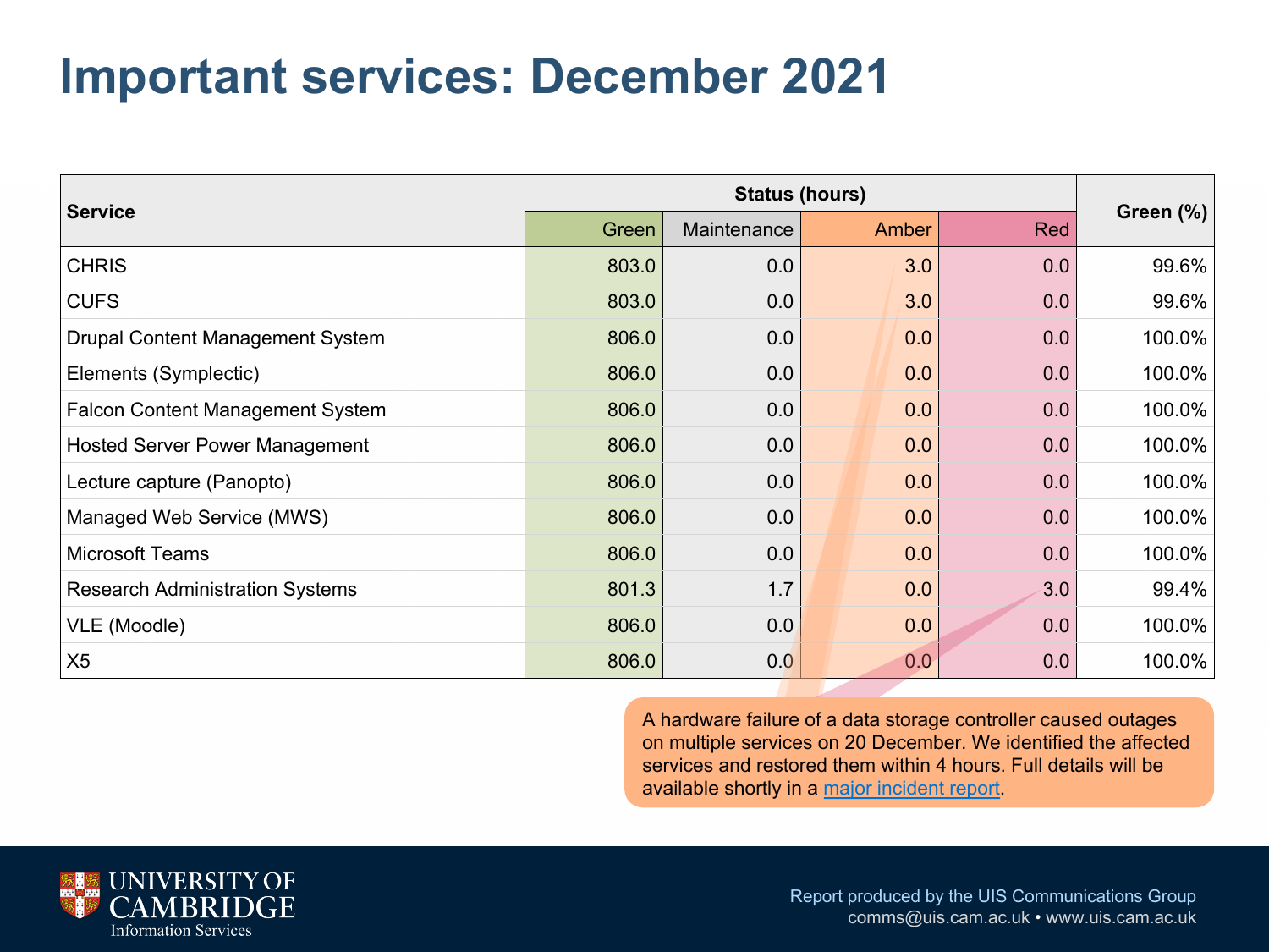# Important services: December 2021

| Service | Status (hours) | | | | Green (%) |
|---|---|---|---|---|---|
| | Green | Maintenance | Amber | Red | |
| CHRIS | 803.0 | 0.0 | 3.0 | 0.0 | 99.6% |
| CUFS | 803.0 | 0.0 | 3.0 | 0.0 | 99.6% |
| Drupal Content Management System | 806.0 | 0.0 | 0.0 | 0.0 | 100.0% |
| Elements (Symplectic) | 806.0 | 0.0 | 0.0 | 0.0 | 100.0% |
| Falcon Content Management System | 806.0 | 0.0 | 0.0 | 0.0 | 100.0% |
| Hosted Server Power Management | 806.0 | 0.0 | 0.0 | 0.0 | 100.0% |
| Lecture capture (Panopto) | 806.0 | 0.0 | 0.0 | 0.0 | 100.0% |
| Managed Web Service (MWS) | 806.0 | 0.0 | 0.0 | 0.0 | 100.0% |
| Microsoft Teams | 806.0 | 0.0 | 0.0 | 0.0 | 100.0% |
| Research Administration Systems | 801.3 | 1.7 | 0.0 | 3.0 | 99.4% |
| VLE (Moodle) | 806.0 | 0.0 | 0.0 | 0.0 | 100.0% |
| X5 | 806.0 | 0.0 | 0.0 | 0.0 | 100.0% |

A hardware failure of a data storage controller caused outages on multiple services on 20 December. We identified the affected services and restored them within 4 hours. Full details will be available shortly in a major incident report.

UNIVERSITY OF CAMBRIDGE
Information Services

Report produced by the UIS Communications Group
comms@uis.cam.ac.uk • www.uis.cam.ac.uk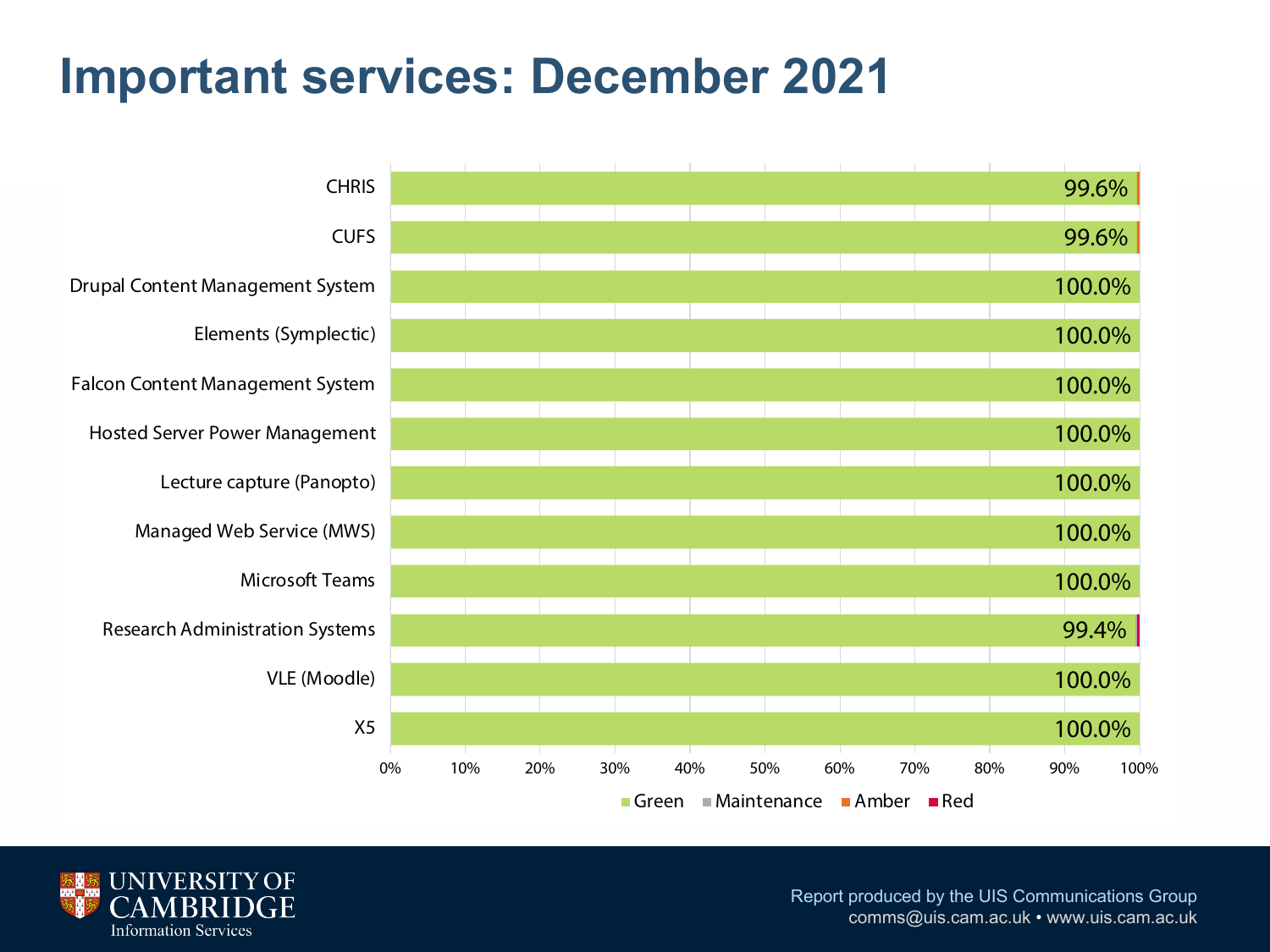# Important services: December 2021

CHRIS 99.6%
CUFS 99.6%
Drupal Content Management System 100.0%
Elements (Symplectic) 100.0%
Falcon Content Management System 100.0%
Hosted Server Power Management 100.0%
Lecture capture (Panopto) 100.0%
Managed Web Service (MWS) 100.0%
Microsoft Teams 100.0%
Research Administration Systems 99.4%
VLE (Moodle) 100.0%
X5 100.0%

0% 10% 20% 30% 40% 50% 60% 70% 80% 90% 100%

Green Maintenance Amber Red

UNIVERSITY OF CAMBRIDGE
Information Services

Report produced by the UIS Communications Group
comms@uis.cam.ac.uk • www.uis.cam.ac.uk